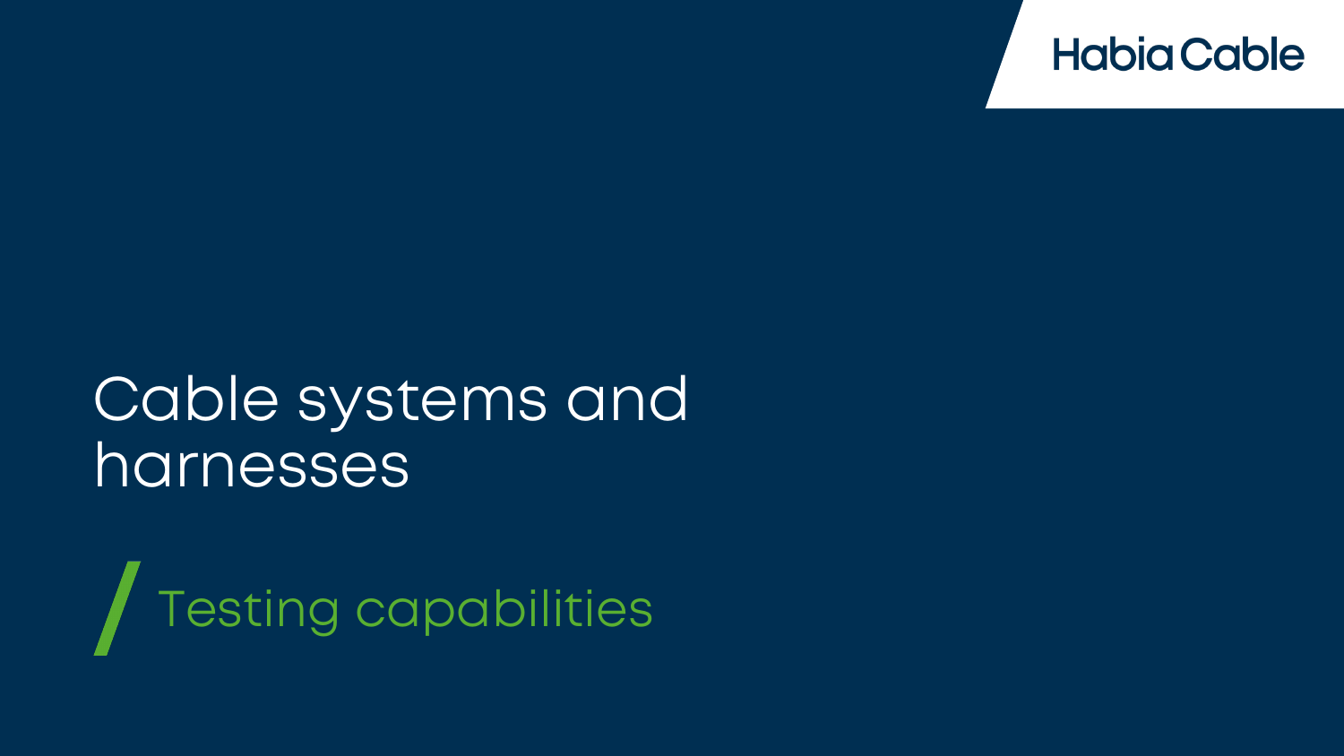Habia Cable

# Cable systems and harnesses

## Testing capabilities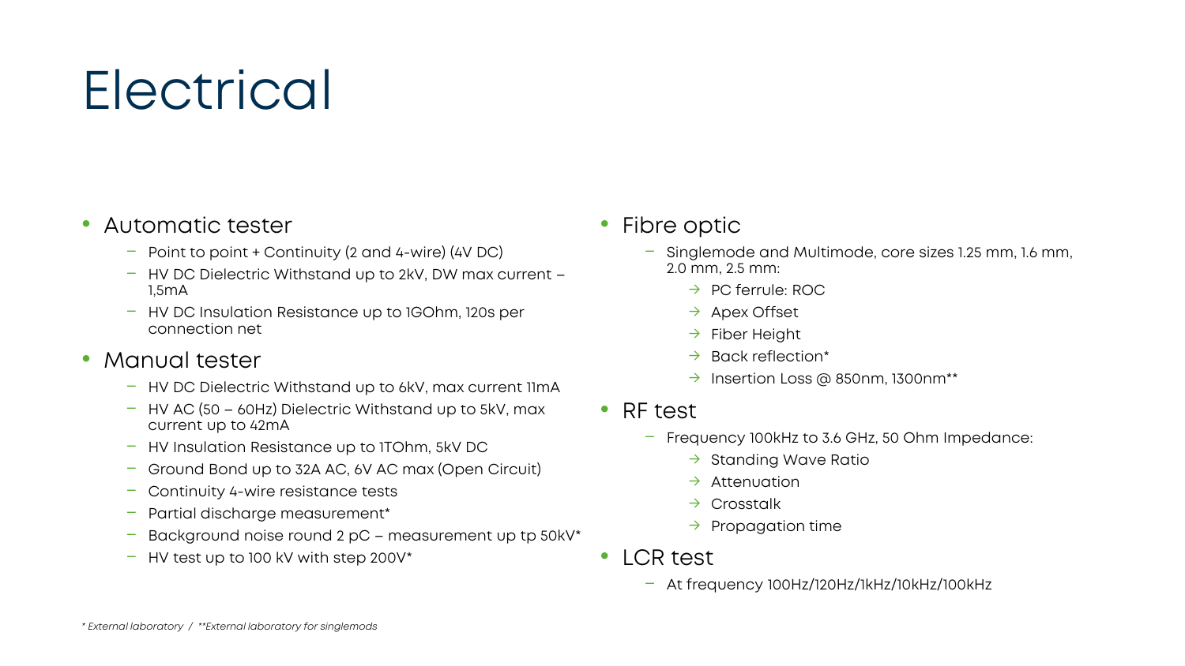# Electrical

- Automatic tester
  - Point to point + Continuity (2 and 4-wire) (4V DC)
  - HV DC Dielectric Withstand up to 2kV, DW max current – 1,5mA
  - HV DC Insulation Resistance up to 1GOhm, 120s per connection net
- Manual tester
  - HV DC Dielectric Withstand up to 6kV, max current 11mA
  - HV AC (50 – 60Hz) Dielectric Withstand up to 5kV, max current up to 42mA
  - HV Insulation Resistance up to 1TOhm, 5kV DC
  - Ground Bond up to 32A AC, 6V AC max (Open Circuit)
  - Continuity 4-wire resistance tests
  - Partial discharge measurement*
  - Background noise round 2 pC – measurement up tp 50kV*
  - HV test up to 100 kV with step 200V*
- Fibre optic
  - Singlemode and Multimode, core sizes 1.25 mm, 1.6 mm, 2.0 mm, 2.5 mm:
    - → PC ferrule: ROC
    - → Apex Offset
    - → Fiber Height
    - → Back reflection*
    - → Insertion Loss @ 850nm, 1300nm**
- RF test
  - Frequency 100kHz to 3.6 GHz, 50 Ohm Impedance:
    - → Standing Wave Ratio
    - → Attenuation
    - → Crosstalk
    - → Propagation time
- LCR test
  - At frequency 100Hz/120Hz/1kHz/10kHz/100kHz

*\* External laboratory / \*\*External laboratory for singlemods*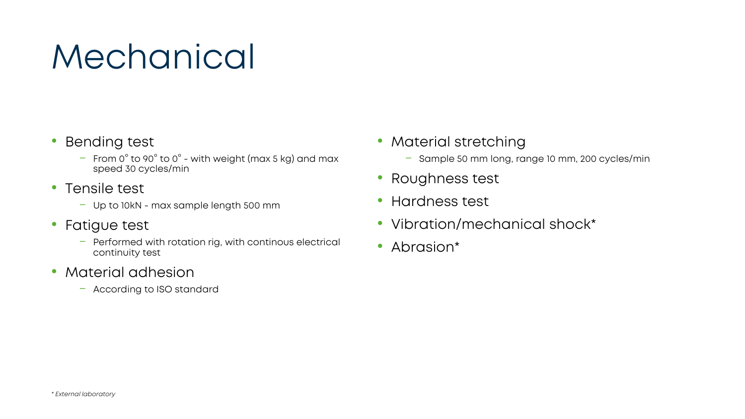# Mechanical

- Bending test
  - From 0° to 90° to 0° - with weight (max 5 kg) and max speed 30 cycles/min
- Tensile test
  - Up to 10kN - max sample length 500 mm
- Fatigue test
  - Performed with rotation rig, with continous electrical continuity test
- Material adhesion
  - According to ISO standard
- Material stretching
  - Sample 50 mm long, range 10 mm, 200 cycles/min
- Roughness test
- Hardness test
- Vibration/mechanical shock*
- Abrasion*

*\* External laboratory*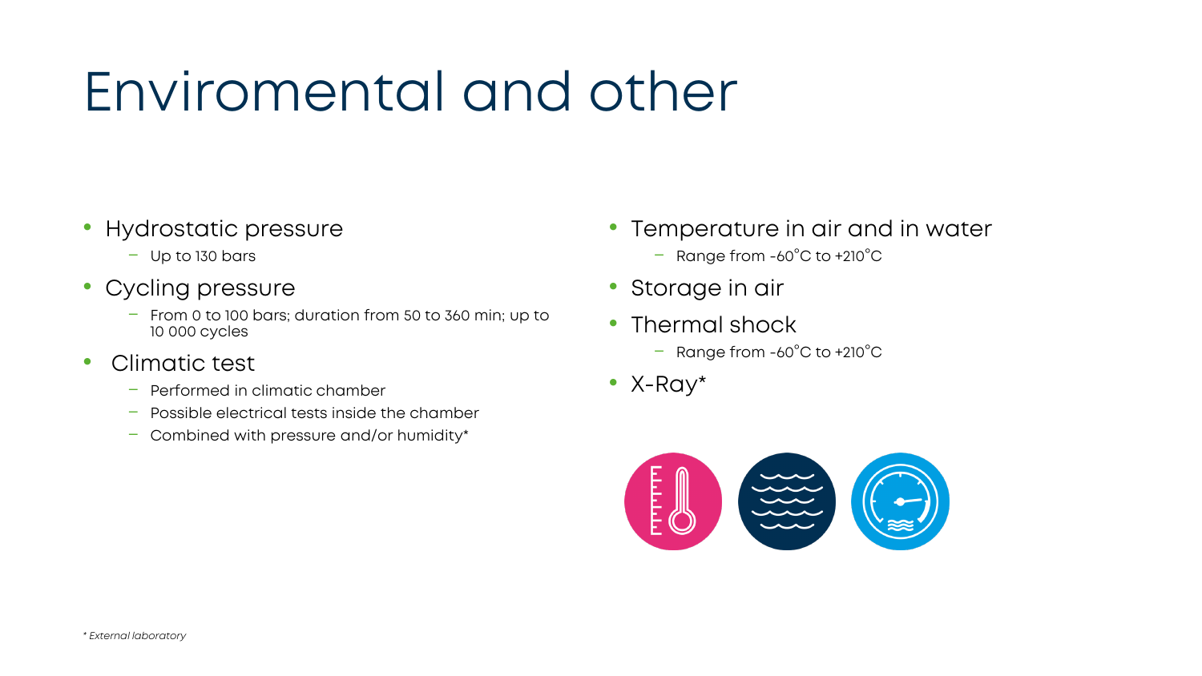# Enviromental and other

- Hydrostatic pressure
  - Up to 130 bars
- Cycling pressure
  - From 0 to 100 bars; duration from 50 to 360 min; up to 10 000 cycles
- Climatic test
  - Performed in climatic chamber
  - Possible electrical tests inside the chamber
  - Combined with pressure and/or humidity*
- Temperature in air and in water
  - Range from -60°C to +210°C
- Storage in air
- Thermal shock
  - Range from -60°C to +210°C
- X-Ray*

*\* External laboratory*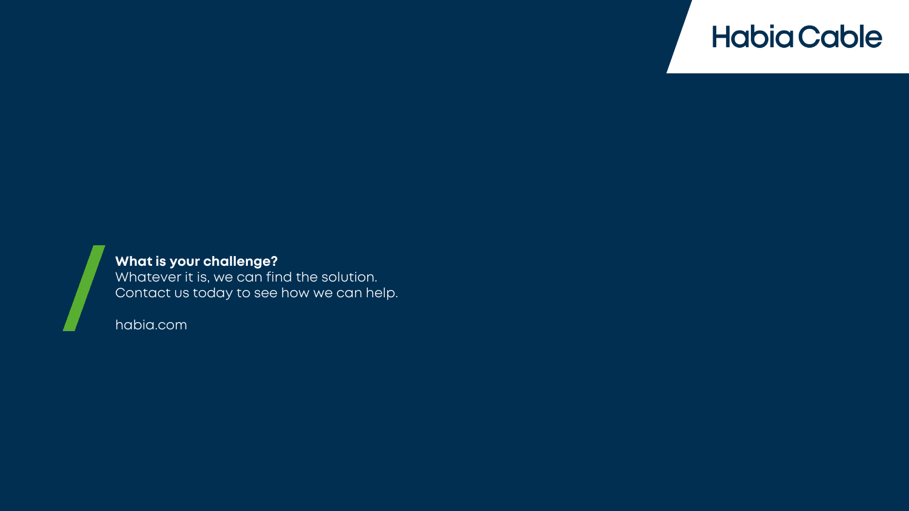Habia Cable

**What is your challenge?**
Whatever it is, we can find the solution.
Contact us today to see how we can help.

habia.com